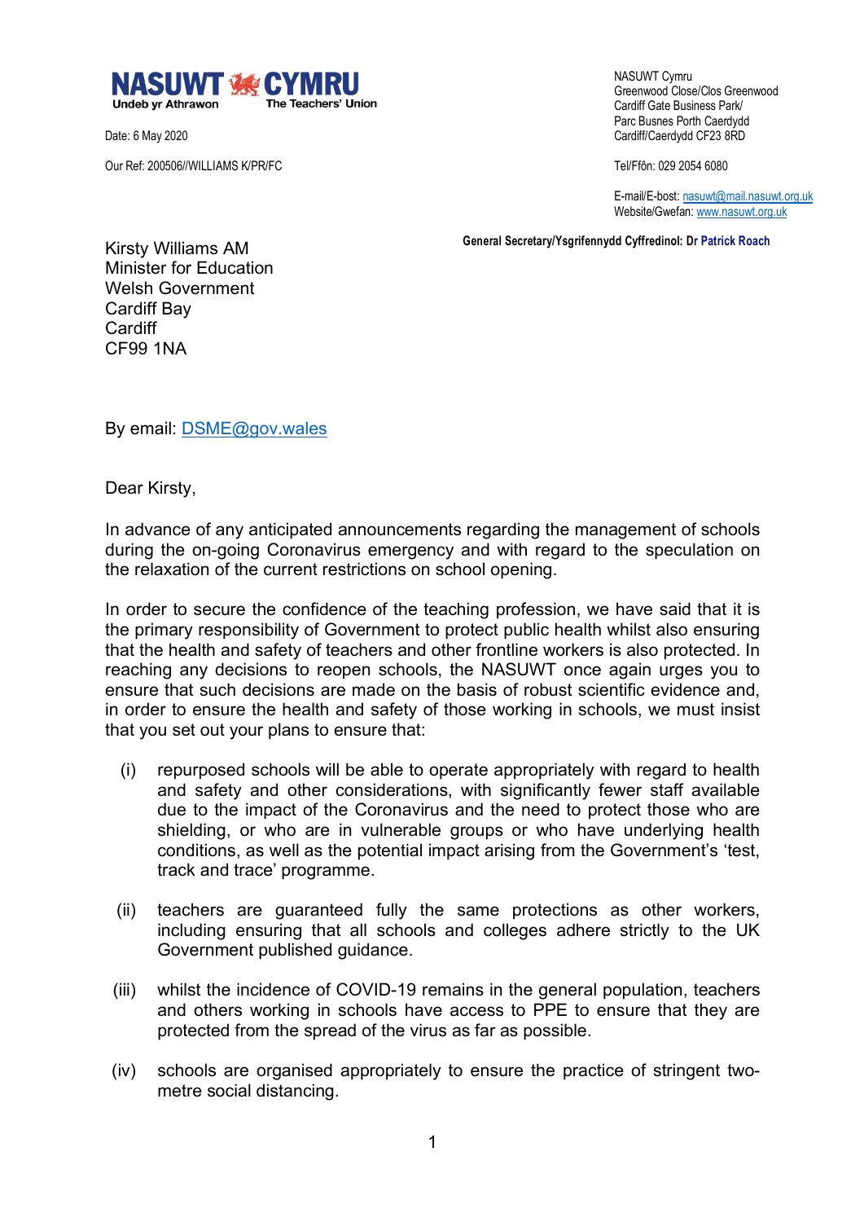**NASUWT CYMRU**
Undeb yr Athrawon — The Teachers' Union

Date: 6 May 2020

Our Ref: 200506//WILLIAMS K/PR/FC

NASUWT Cymru
Greenwood Close/Clos Greenwood
Cardiff Gate Business Park/
Parc Busnes Porth Caerdydd
Cardiff/Caerdydd CF23 8RD

Tel/Ffôn: 029 2054 6080

E-mail/E-bost: nasuwt@mail.nasuwt.org.uk
Website/Gwefan: www.nasuwt.org.uk

**General Secretary/Ysgrifennydd Cyffredinol: Dr Patrick Roach**

Kirsty Williams AM
Minister for Education
Welsh Government
Cardiff Bay
Cardiff
CF99 1NA

By email: DSME@gov.wales

Dear Kirsty,

In advance of any anticipated announcements regarding the management of schools during the on-going Coronavirus emergency and with regard to the speculation on the relaxation of the current restrictions on school opening.

In order to secure the confidence of the teaching profession, we have said that it is the primary responsibility of Government to protect public health whilst also ensuring that the health and safety of teachers and other frontline workers is also protected. In reaching any decisions to reopen schools, the NASUWT once again urges you to ensure that such decisions are made on the basis of robust scientific evidence and, in order to ensure the health and safety of those working in schools, we must insist that you set out your plans to ensure that:

(i) repurposed schools will be able to operate appropriately with regard to health and safety and other considerations, with significantly fewer staff available due to the impact of the Coronavirus and the need to protect those who are shielding, or who are in vulnerable groups or who have underlying health conditions, as well as the potential impact arising from the Government's 'test, track and trace' programme.

(ii) teachers are guaranteed fully the same protections as other workers, including ensuring that all schools and colleges adhere strictly to the UK Government published guidance.

(iii) whilst the incidence of COVID-19 remains in the general population, teachers and others working in schools have access to PPE to ensure that they are protected from the spread of the virus as far as possible.

(iv) schools are organised appropriately to ensure the practice of stringent two-metre social distancing.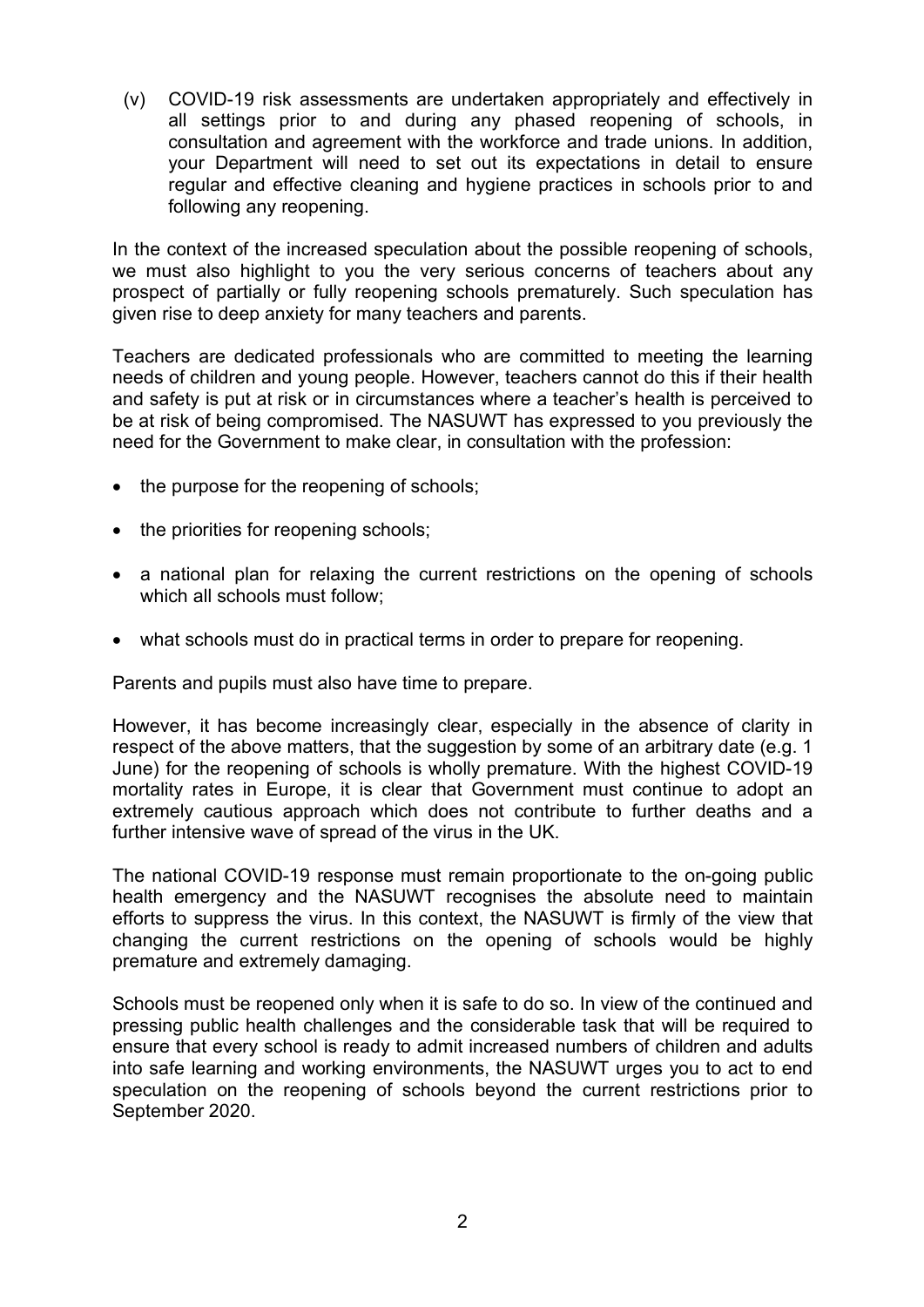(v) COVID-19 risk assessments are undertaken appropriately and effectively in all settings prior to and during any phased reopening of schools, in consultation and agreement with the workforce and trade unions. In addition, your Department will need to set out its expectations in detail to ensure regular and effective cleaning and hygiene practices in schools prior to and following any reopening.

In the context of the increased speculation about the possible reopening of schools, we must also highlight to you the very serious concerns of teachers about any prospect of partially or fully reopening schools prematurely. Such speculation has given rise to deep anxiety for many teachers and parents.

Teachers are dedicated professionals who are committed to meeting the learning needs of children and young people. However, teachers cannot do this if their health and safety is put at risk or in circumstances where a teacher's health is perceived to be at risk of being compromised. The NASUWT has expressed to you previously the need for the Government to make clear, in consultation with the profession:

- the purpose for the reopening of schools;
- the priorities for reopening schools;
- a national plan for relaxing the current restrictions on the opening of schools which all schools must follow;
- what schools must do in practical terms in order to prepare for reopening.

Parents and pupils must also have time to prepare.

However, it has become increasingly clear, especially in the absence of clarity in respect of the above matters, that the suggestion by some of an arbitrary date (e.g. 1 June) for the reopening of schools is wholly premature. With the highest COVID-19 mortality rates in Europe, it is clear that Government must continue to adopt an extremely cautious approach which does not contribute to further deaths and a further intensive wave of spread of the virus in the UK.

The national COVID-19 response must remain proportionate to the on-going public health emergency and the NASUWT recognises the absolute need to maintain efforts to suppress the virus. In this context, the NASUWT is firmly of the view that changing the current restrictions on the opening of schools would be highly premature and extremely damaging.

Schools must be reopened only when it is safe to do so. In view of the continued and pressing public health challenges and the considerable task that will be required to ensure that every school is ready to admit increased numbers of children and adults into safe learning and working environments, the NASUWT urges you to act to end speculation on the reopening of schools beyond the current restrictions prior to September 2020.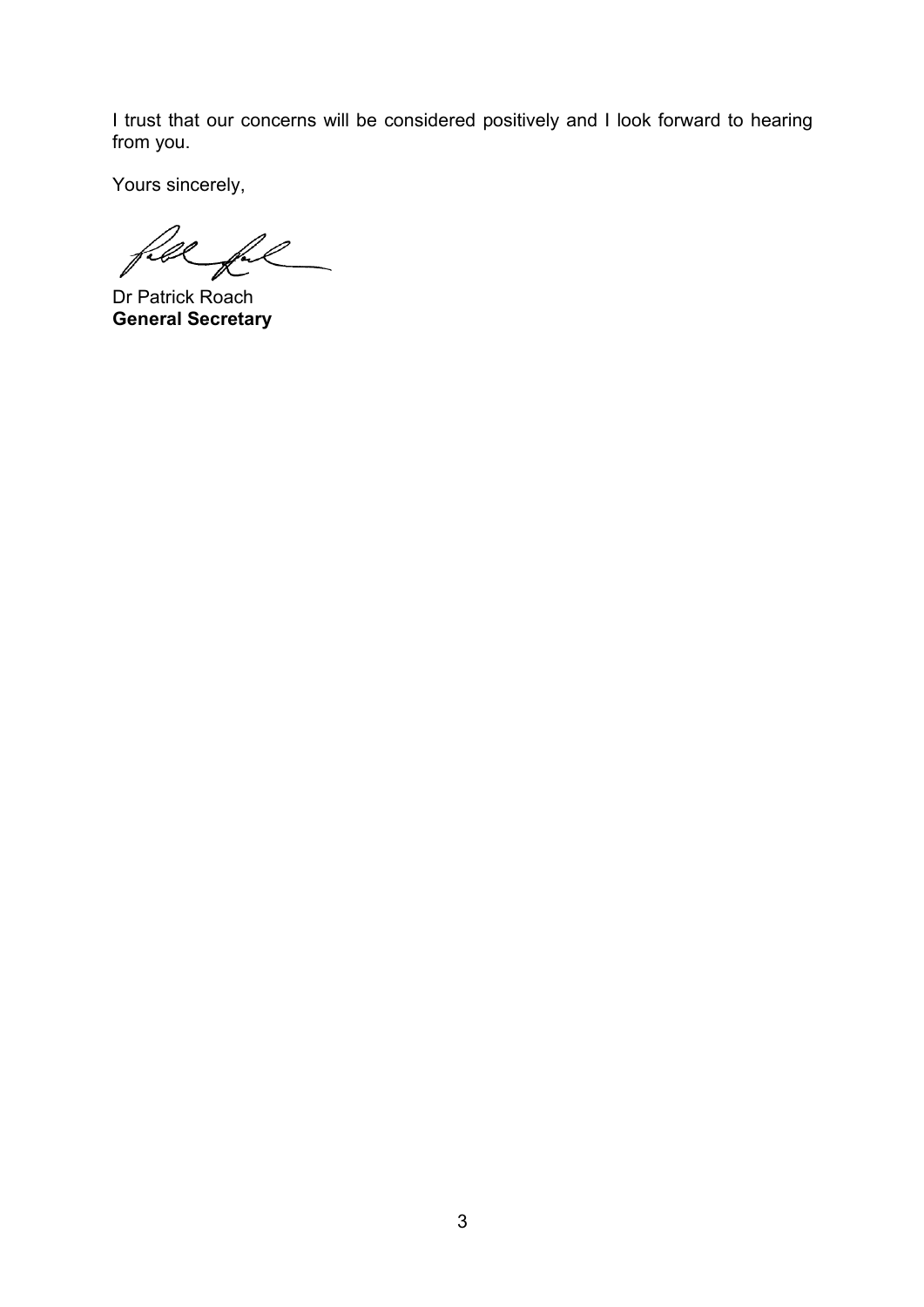I trust that our concerns will be considered positively and I look forward to hearing from you.

Yours sincerely,

Dr Patrick Roach
**General Secretary**